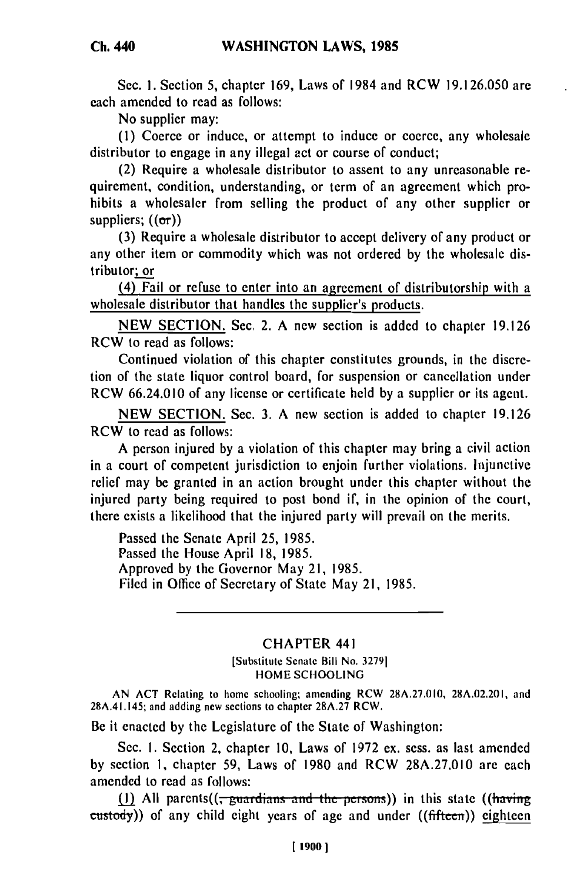Sec. 1. Section 5, chapter 169, Laws of 1984 and RCW 19.126.050 are each amended to read as follows:

No supplier may:

(1) Coerce or induce, or attempt to induce or coerce, any wholesale distributor to engage in any illegal act or course of conduct;

(2) Require a wholesale distributor to assent to any unreasonable requirement, condition, understanding, or term of an agreement which prohibits a wholesaler from selling the product of any other supplier or suppliers; ((~~or~~))

(3) Require a wholesale distributor to accept delivery of any product or any other item or commodity which was not ordered by the wholesale distributor; or

(4) Fail or refuse to enter into an agreement of distributorship with a wholesale distributor that handles the supplier's products.

NEW SECTION. Sec. 2. A new section is added to chapter 19.126 RCW to read as follows:

Continued violation of this chapter constitutes grounds, in the discretion of the state liquor control board, for suspension or cancellation under RCW 66.24.010 of any license or certificate held by a supplier or its agent.

NEW SECTION. Sec. 3. A new section is added to chapter 19.126 RCW to read as follows:

A person injured by a violation of this chapter may bring a civil action in a court of competent jurisdiction to enjoin further violations. Injunctive relief may be granted in an action brought under this chapter without the injured party being required to post bond if, in the opinion of the court, there exists a likelihood that the injured party will prevail on the merits.

Passed the Senate April 25, 1985.
Passed the House April 18, 1985.
Approved by the Governor May 21, 1985.
Filed in Office of Secretary of State May 21, 1985.

---

## CHAPTER 441

[Substitute Senate Bill No. 3279]

HOME SCHOOLING

AN ACT Relating to home schooling; amending RCW 28A.27.010, 28A.02.201, and 28A.41.145; and adding new sections to chapter 28A.27 RCW.

Be it enacted by the Legislature of the State of Washington:

Sec. 1. Section 2, chapter 10, Laws of 1972 ex. sess. as last amended by section 1, chapter 59, Laws of 1980 and RCW 28A.27.010 are each amended to read as follows:

(1) All parents((~~, guardians and the persons~~)) in this state ((~~having custody~~)) of any child eight years of age and under ((~~fifteen~~)) eighteen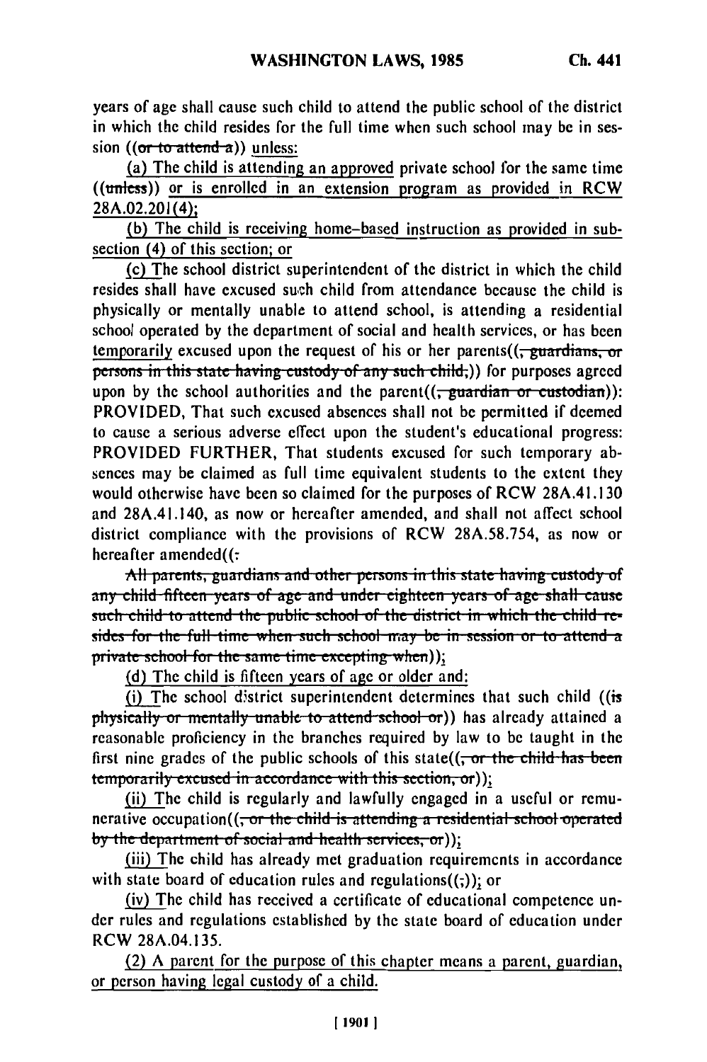years of age shall cause such child to attend the public school of the district in which the child resides for the full time when such school may be in session ((~~or to attend a~~)) unless:

(a) The child is attending an approved private school for the same time ((~~unless~~)) or is enrolled in an extension program as provided in RCW 28A.02.201(4);

(b) The child is receiving home-based instruction as provided in subsection (4) of this section; or

(c) The school district superintendent of the district in which the child resides shall have excused such child from attendance because the child is physically or mentally unable to attend school, is attending a residential school operated by the department of social and health services, or has been temporarily excused upon the request of his or her parents((~~, guardians, or persons in this state having custody of any such child,~~)) for purposes agreed upon by the school authorities and the parent((~~, guardian or custodian~~)): PROVIDED, That such excused absences shall not be permitted if deemed to cause a serious adverse effect upon the student's educational progress: PROVIDED FURTHER, That students excused for such temporary absences may be claimed as full time equivalent students to the extent they would otherwise have been so claimed for the purposes of RCW 28A.41.130 and 28A.41.140, as now or hereafter amended, and shall not affect school district compliance with the provisions of RCW 28A.58.754, as now or hereafter amended((~~:~~

~~All parents, guardians and other persons in this state having custody of any child fifteen years of age and under eighteen years of age shall cause such child to attend the public school of the district in which the child resides for the full time when such school may be in session or to attend a private school for the same time excepting when~~));

(d) The child is fifteen years of age or older and:

(i) The school district superintendent determines that such child ((~~is physically or mentally unable to attend school or~~)) has already attained a reasonable proficiency in the branches required by law to be taught in the first nine grades of the public schools of this state((~~, or the child has been temporarily excused in accordance with this section, or~~));

(ii) The child is regularly and lawfully engaged in a useful or remunerative occupation((~~, or the child is attending a residential school operated by the department of social and health services, or~~));

(iii) The child has already met graduation requirements in accordance with state board of education rules and regulations((~~;~~)); or

(iv) The child has received a certificate of educational competence under rules and regulations established by the state board of education under RCW 28A.04.135.

(2) A parent for the purpose of this chapter means a parent, guardian, or person having legal custody of a child.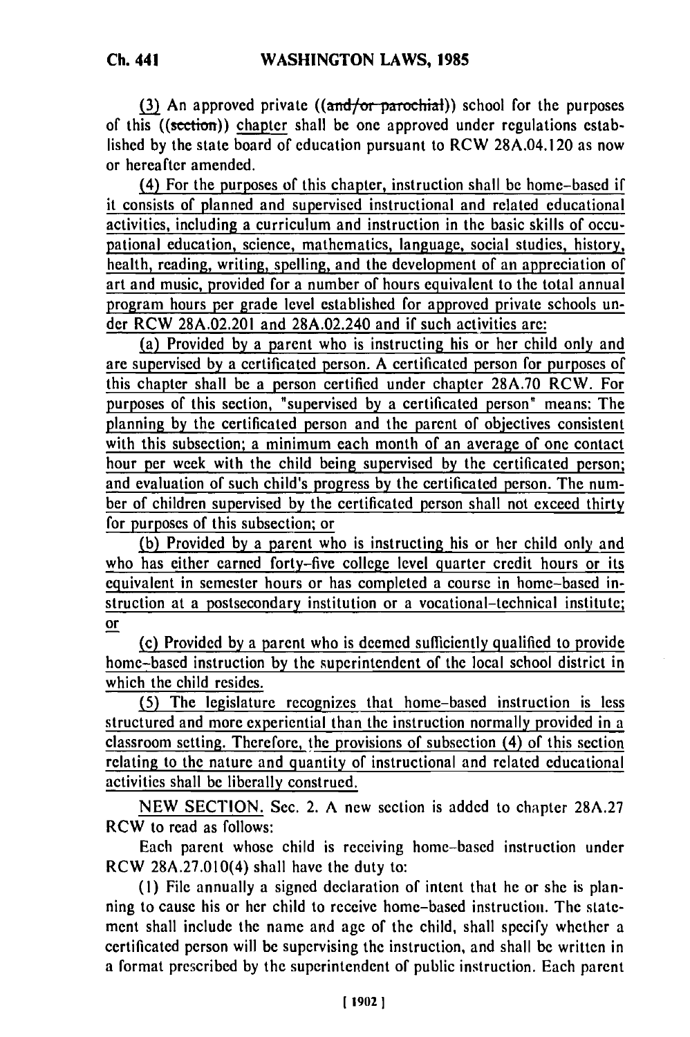(3) An approved private ((and/or parochial)) school for the purposes of this ((section)) chapter shall be one approved under regulations established by the state board of education pursuant to RCW 28A.04.120 as now or hereafter amended.

(4) For the purposes of this chapter, instruction shall be home-based if it consists of planned and supervised instructional and related educational activities, including a curriculum and instruction in the basic skills of occupational education, science, mathematics, language, social studies, history, health, reading, writing, spelling, and the development of an appreciation of art and music, provided for a number of hours equivalent to the total annual program hours per grade level established for approved private schools under RCW 28A.02.201 and 28A.02.240 and if such activities are:

(a) Provided by a parent who is instructing his or her child only and are supervised by a certificated person. A certificated person for purposes of this chapter shall be a person certified under chapter 28A.70 RCW. For purposes of this section, "supervised by a certificated person" means: The planning by the certificated person and the parent of objectives consistent with this subsection; a minimum each month of an average of one contact hour per week with the child being supervised by the certificated person; and evaluation of such child's progress by the certificated person. The number of children supervised by the certificated person shall not exceed thirty for purposes of this subsection; or

(b) Provided by a parent who is instructing his or her child only and who has either earned forty-five college level quarter credit hours or its equivalent in semester hours or has completed a course in home-based instruction at a postsecondary institution or a vocational-technical institute; or

(c) Provided by a parent who is deemed sufficiently qualified to provide home-based instruction by the superintendent of the local school district in which the child resides.

(5) The legislature recognizes that home-based instruction is less structured and more experiential than the instruction normally provided in a classroom setting. Therefore, the provisions of subsection (4) of this section relating to the nature and quantity of instructional and related educational activities shall be liberally construed.

NEW SECTION. Sec. 2. A new section is added to chapter 28A.27 RCW to read as follows:

Each parent whose child is receiving home-based instruction under RCW 28A.27.010(4) shall have the duty to:

(1) File annually a signed declaration of intent that he or she is planning to cause his or her child to receive home-based instruction. The statement shall include the name and age of the child, shall specify whether a certificated person will be supervising the instruction, and shall be written in a format prescribed by the superintendent of public instruction. Each parent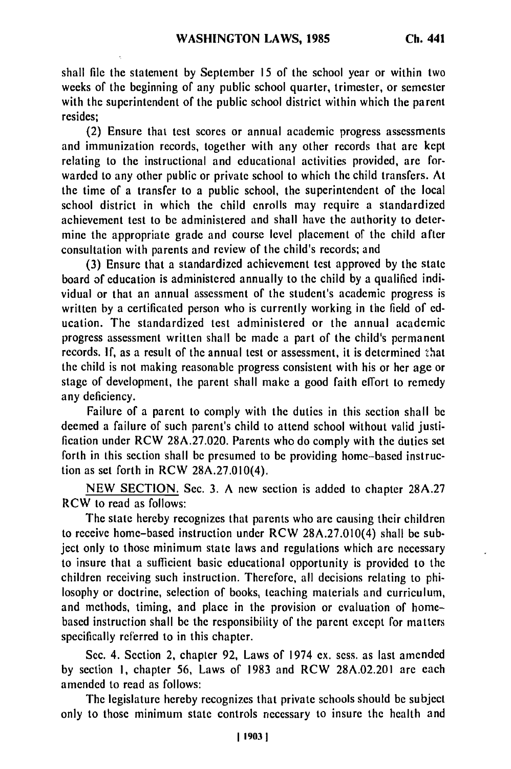shall file the statement by September 15 of the school year or within two weeks of the beginning of any public school quarter, trimester, or semester with the superintendent of the public school district within which the parent resides;

(2) Ensure that test scores or annual academic progress assessments and immunization records, together with any other records that are kept relating to the instructional and educational activities provided, are forwarded to any other public or private school to which the child transfers. At the time of a transfer to a public school, the superintendent of the local school district in which the child enrolls may require a standardized achievement test to be administered and shall have the authority to determine the appropriate grade and course level placement of the child after consultation with parents and review of the child's records; and

(3) Ensure that a standardized achievement test approved by the state board of education is administered annually to the child by a qualified individual or that an annual assessment of the student's academic progress is written by a certificated person who is currently working in the field of education. The standardized test administered or the annual academic progress assessment written shall be made a part of the child's permanent records. If, as a result of the annual test or assessment, it is determined that the child is not making reasonable progress consistent with his or her age or stage of development, the parent shall make a good faith effort to remedy any deficiency.

Failure of a parent to comply with the duties in this section shall be deemed a failure of such parent's child to attend school without valid justification under RCW 28A.27.020. Parents who do comply with the duties set forth in this section shall be presumed to be providing home-based instruction as set forth in RCW 28A.27.010(4).

NEW SECTION. Sec. 3. A new section is added to chapter 28A.27 RCW to read as follows:

The state hereby recognizes that parents who are causing their children to receive home-based instruction under RCW 28A.27.010(4) shall be subject only to those minimum state laws and regulations which are necessary to insure that a sufficient basic educational opportunity is provided to the children receiving such instruction. Therefore, all decisions relating to philosophy or doctrine, selection of books, teaching materials and curriculum, and methods, timing, and place in the provision or evaluation of home-based instruction shall be the responsibility of the parent except for matters specifically referred to in this chapter.

Sec. 4. Section 2, chapter 92, Laws of 1974 ex. sess. as last amended by section 1, chapter 56, Laws of 1983 and RCW 28A.02.201 are each amended to read as follows:

The legislature hereby recognizes that private schools should be subject only to those minimum state controls necessary to insure the health and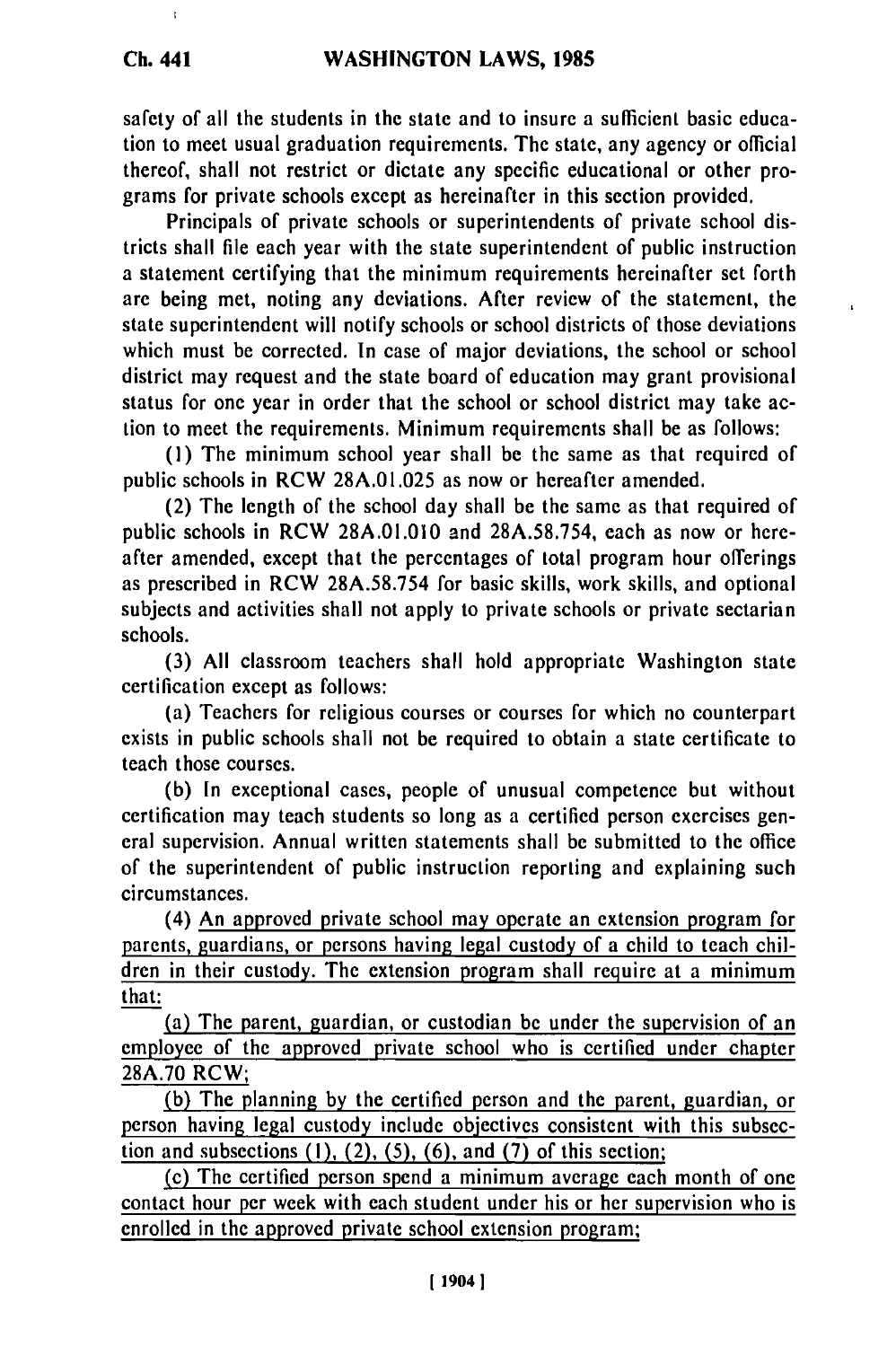safety of all the students in the state and to insure a sufficient basic education to meet usual graduation requirements. The state, any agency or official thereof, shall not restrict or dictate any specific educational or other programs for private schools except as hereinafter in this section provided.

Principals of private schools or superintendents of private school districts shall file each year with the state superintendent of public instruction a statement certifying that the minimum requirements hereinafter set forth are being met, noting any deviations. After review of the statement, the state superintendent will notify schools or school districts of those deviations which must be corrected. In case of major deviations, the school or school district may request and the state board of education may grant provisional status for one year in order that the school or school district may take action to meet the requirements. Minimum requirements shall be as follows:

(1) The minimum school year shall be the same as that required of public schools in RCW 28A.01.025 as now or hereafter amended.

(2) The length of the school day shall be the same as that required of public schools in RCW 28A.01.010 and 28A.58.754, each as now or hereafter amended, except that the percentages of total program hour offerings as prescribed in RCW 28A.58.754 for basic skills, work skills, and optional subjects and activities shall not apply to private schools or private sectarian schools.

(3) All classroom teachers shall hold appropriate Washington state certification except as follows:

(a) Teachers for religious courses or courses for which no counterpart exists in public schools shall not be required to obtain a state certificate to teach those courses.

(b) In exceptional cases, people of unusual competence but without certification may teach students so long as a certified person exercises general supervision. Annual written statements shall be submitted to the office of the superintendent of public instruction reporting and explaining such circumstances.

(4) An approved private school may operate an extension program for parents, guardians, or persons having legal custody of a child to teach children in their custody. The extension program shall require at a minimum that:

(a) The parent, guardian, or custodian be under the supervision of an employee of the approved private school who is certified under chapter 28A.70 RCW;

(b) The planning by the certified person and the parent, guardian, or person having legal custody include objectives consistent with this subsection and subsections (1), (2), (5), (6), and (7) of this section;

(c) The certified person spend a minimum average each month of one contact hour per week with each student under his or her supervision who is enrolled in the approved private school extension program;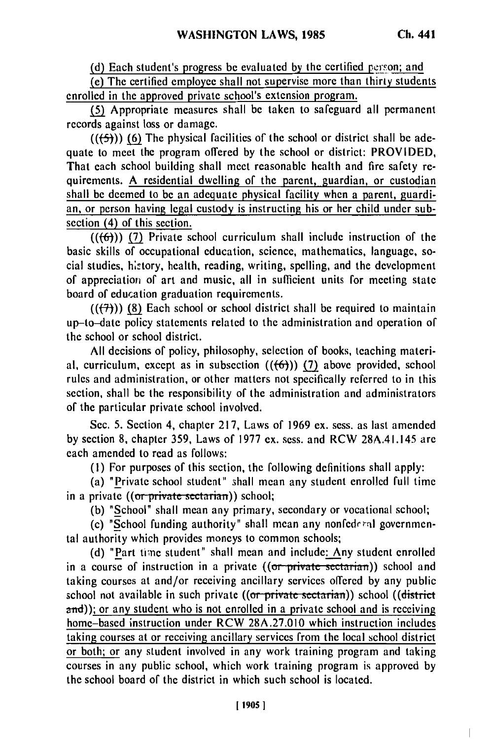(d) Each student's progress be evaluated by the certified person; and

(e) The certified employee shall not supervise more than thirty students enrolled in the approved private school's extension program.

(5) Appropriate measures shall be taken to safeguard all permanent records against loss or damage.

(((5))) (6) The physical facilities of the school or district shall be adequate to meet the program offered by the school or district: PROVIDED, That each school building shall meet reasonable health and fire safety requirements. A residential dwelling of the parent, guardian, or custodian shall be deemed to be an adequate physical facility when a parent, guardian, or person having legal custody is instructing his or her child under subsection (4) of this section.

(((6))) (7) Private school curriculum shall include instruction of the basic skills of occupational education, science, mathematics, language, social studies, history, health, reading, writing, spelling, and the development of appreciation of art and music, all in sufficient units for meeting state board of education graduation requirements.

(((7))) (8) Each school or school district shall be required to maintain up-to-date policy statements related to the administration and operation of the school or school district.

All decisions of policy, philosophy, selection of books, teaching material, curriculum, except as in subsection (((6))) (7) above provided, school rules and administration, or other matters not specifically referred to in this section, shall be the responsibility of the administration and administrators of the particular private school involved.

Sec. 5. Section 4, chapter 217, Laws of 1969 ex. sess. as last amended by section 8, chapter 359, Laws of 1977 ex. sess. and RCW 28A.41.145 are each amended to read as follows:

(1) For purposes of this section, the following definitions shall apply:

(a) "Private school student" shall mean any student enrolled full time in a private ((or private sectarian)) school;

(b) "School" shall mean any primary, secondary or vocational school;

(c) "School funding authority" shall mean any nonfederal governmental authority which provides moneys to common schools;

(d) "Part time student" shall mean and include: Any student enrolled in a course of instruction in a private ((or private sectarian)) school and taking courses at and/or receiving ancillary services offered by any public school not available in such private ((or private sectarian)) school ((district and)); or any student who is not enrolled in a private school and is receiving home-based instruction under RCW 28A.27.010 which instruction includes taking courses at or receiving ancillary services from the local school district or both; or any student involved in any work training program and taking courses in any public school, which work training program is approved by the school board of the district in which such school is located.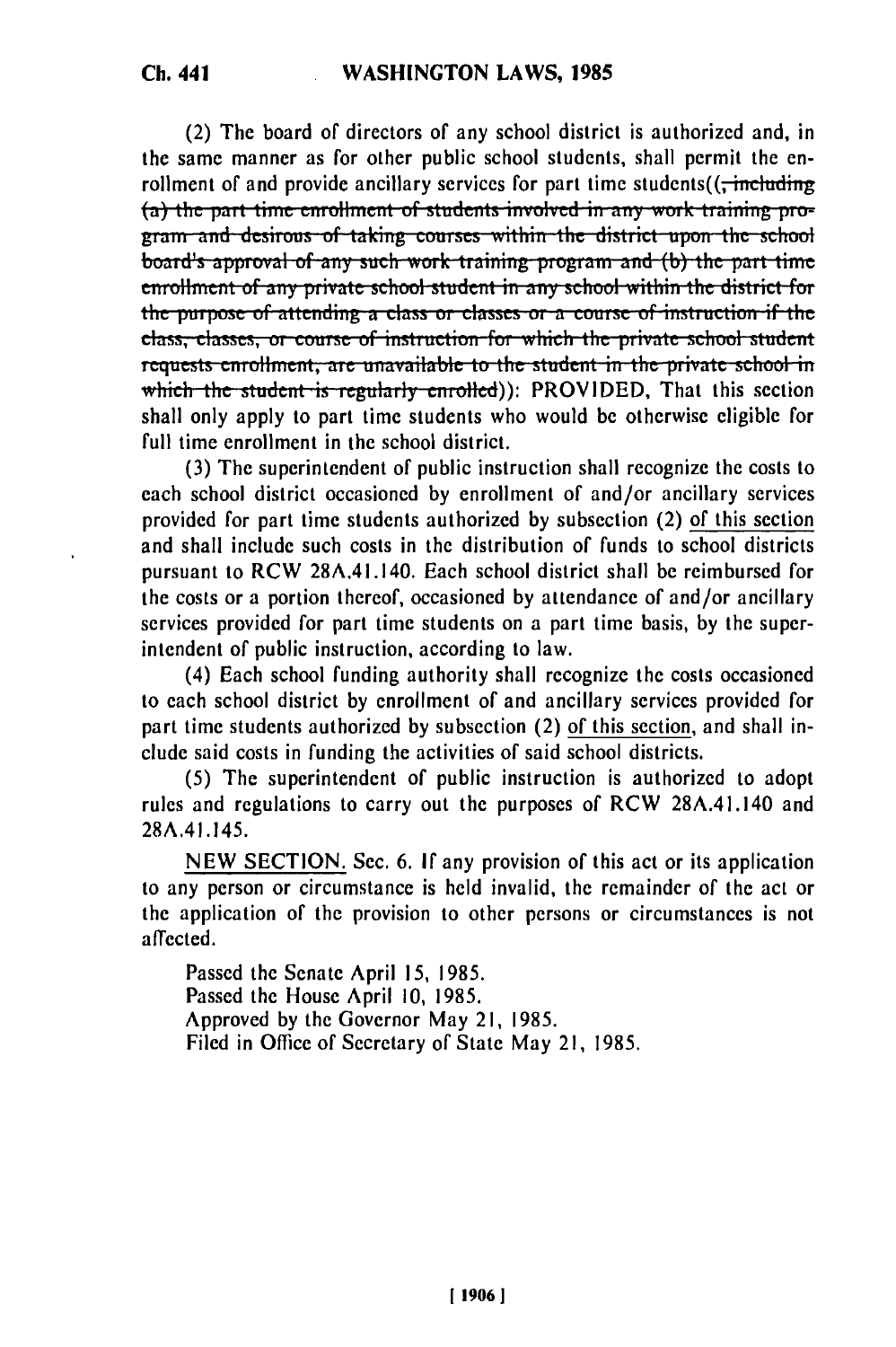(2) The board of directors of any school district is authorized and, in the same manner as for other public school students, shall permit the enrollment of and provide ancillary services for part time students((~~, including (a) the part time enrollment of students involved in any work training program and desirous of taking courses within the district upon the school board's approval of any such work training program and (b) the part time enrollment of any private school student in any school within the district for the purpose of attending a class or classes or a course of instruction if the class, classes, or course of instruction for which the private school student requests enrollment, are unavailable to the student in the private school in which the student is regularly enrolled~~)): PROVIDED, That this section shall only apply to part time students who would be otherwise eligible for full time enrollment in the school district.

(3) The superintendent of public instruction shall recognize the costs to each school district occasioned by enrollment of and/or ancillary services provided for part time students authorized by subsection (2) <u>of this section</u> and shall include such costs in the distribution of funds to school districts pursuant to RCW 28A.41.140. Each school district shall be reimbursed for the costs or a portion thereof, occasioned by attendance of and/or ancillary services provided for part time students on a part time basis, by the superintendent of public instruction, according to law.

(4) Each school funding authority shall recognize the costs occasioned to each school district by enrollment of and ancillary services provided for part time students authorized by subsection (2) <u>of this section</u>, and shall include said costs in funding the activities of said school districts.

(5) The superintendent of public instruction is authorized to adopt rules and regulations to carry out the purposes of RCW 28A.41.140 and 28A.41.145.

<u>NEW SECTION.</u> Sec. 6. If any provision of this act or its application to any person or circumstance is held invalid, the remainder of the act or the application of the provision to other persons or circumstances is not affected.

Passed the Senate April 15, 1985.
Passed the House April 10, 1985.
Approved by the Governor May 21, 1985.
Filed in Office of Secretary of State May 21, 1985.